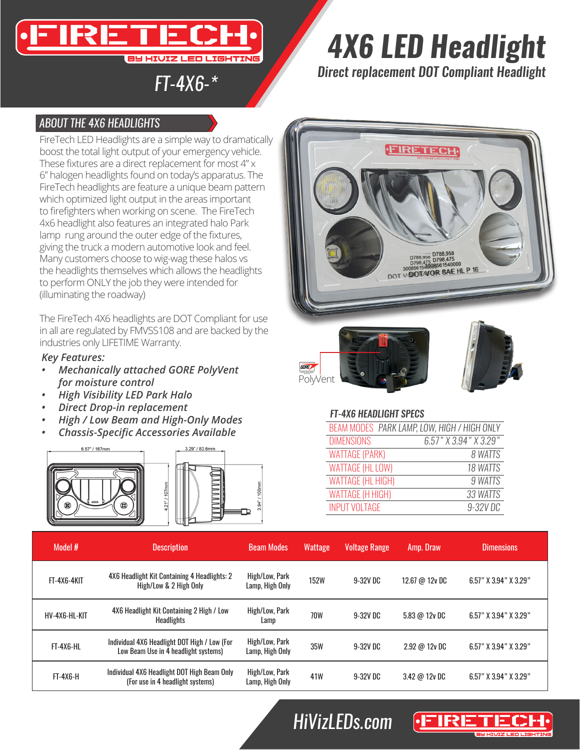# FIRETECH

BY HIVIZ LED LIGHTING

FT-4X6-*

# 4X6 LED Headlight

*Direct replacement DOT Compliant Headlight*

## ABOUT THE 4X6 HEADLIGHTS

FireTech LED Headlights are a simple way to dramatically boost the total light output of your emergency vehicle. These fixtures are a direct replacement for most 4" x 6" halogen headlights found on today's apparatus. The FireTech headlights are feature a unique beam pattern which optimized light output in the areas important to firefighters when working on scene. The FireTech 4x6 headlight also features an integrated halo Park lamp rung around the outer edge of the fixtures, giving the truck a modern automotive look and feel. Many customers choose to wig-wag these halos vs the headlights themselves which allows the headlights to perform ONLY the job they were intended for (illuminating the roadway)

The FireTech 4X6 headlights are DOT Compliant for use in all are regulated by FMVSS108 and are backed by the industries only LIFETIME Warranty.

***Key Features:***

- ***Mechanically attached GORE PolyVent for moisture control***
- ***High Visibility LED Park Halo***
- ***Direct Drop-in replacement***
- ***High / Low Beam and High-Only Modes***
- ***Chassis-Specific Accessories Available***

6.57" / 167mm — 4.21" / 107mm — 3.29" / 83.6mm — 3.94" / 100mm

PolyVent

### FT-4X6 HEADLIGHT SPECS

| | |
|---|---|
| BEAM MODES | PARK LAMP, LOW, HIGH / HIGH ONLY |
| DIMENSIONS | 6.57" X 3.94" X 3.29" |
| WATTAGE (PARK) | 8 WATTS |
| WATTAGE (HL LOW) | 18 WATTS |
| WATTAGE (HL HIGH) | 9 WATTS |
| WATTAGE (H HIGH) | 33 WATTS |
| INPUT VOLTAGE | 9-32V DC |

| Model # | Description | Beam Modes | Wattage | Voltage Range | Amp. Draw | Dimensions |
|---|---|---|---|---|---|---|
| FT-4X6-4KIT | 4X6 Headlight Kit Containing 4 Headlights: 2 High/Low & 2 High Only | High/Low, Park Lamp, High Only | 152W | 9-32V DC | 12.67 @ 12v DC | 6.57" X 3.94" X 3.29" |
| HV-4X6-HL-KIT | 4X6 Headlight Kit Containing 2 High / Low Headlights | High/Low, Park Lamp | 70W | 9-32V DC | 5.83 @ 12v DC | 6.57" X 3.94" X 3.29" |
| FT-4X6-HL | Individual 4X6 Headlight DOT High / Low (For Low Beam Use in 4 headlight systems) | High/Low, Park Lamp, High Only | 35W | 9-32V DC | 2.92 @ 12v DC | 6.57" X 3.94" X 3.29" |
| FT-4X6-H | Individual 4X6 Headlight DOT High Beam Only (For use in 4 headlight systems) | High/Low, Park Lamp, High Only | 41W | 9-32V DC | 3.42 @ 12v DC | 6.57" X 3.94" X 3.29" |

HiVizLEDs.com

FIRETECH BY HIVIZ LED LIGHTING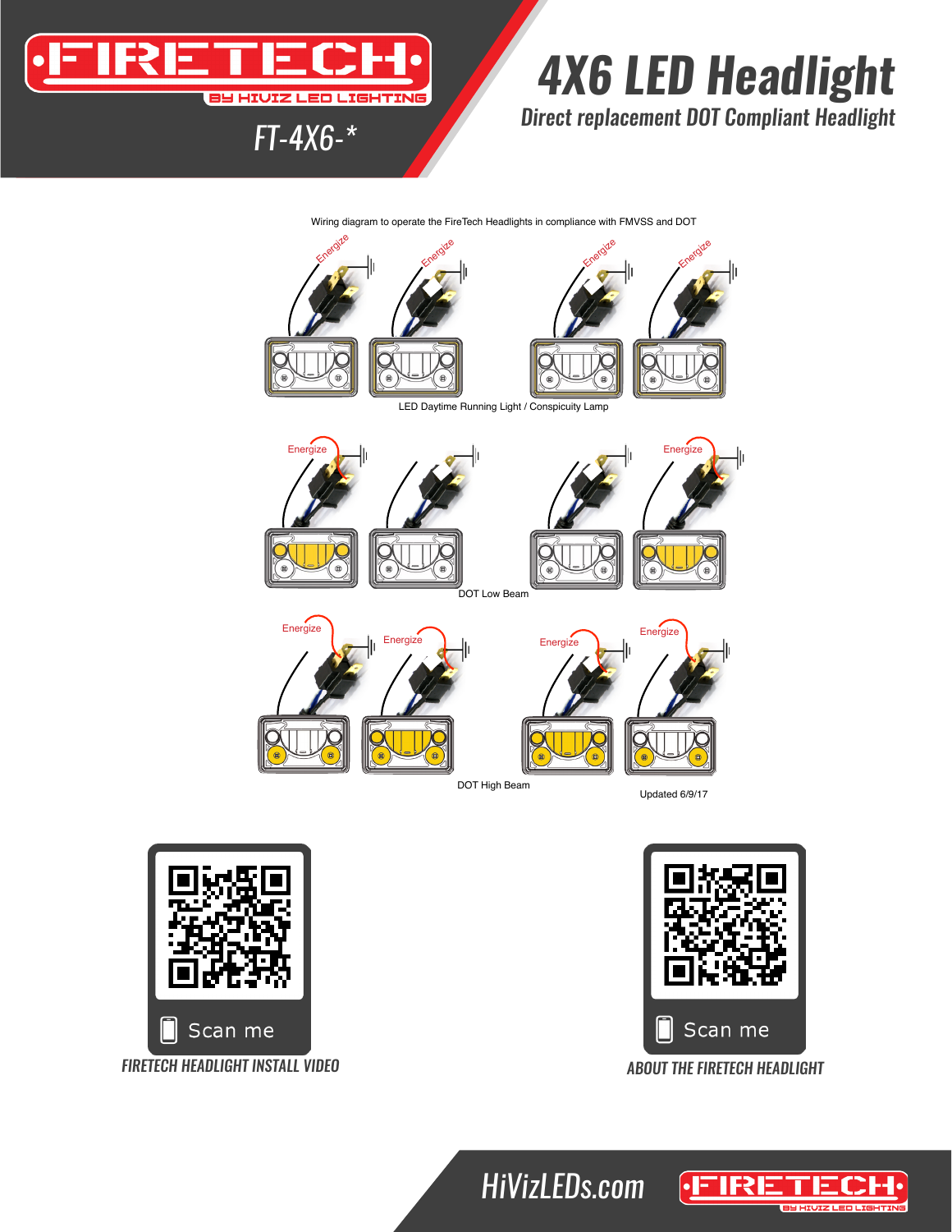FIRETECH BY HIVIZ LED LIGHTING

FT-4X6-*

# 4X6 LED Headlight

## *Direct replacement DOT Compliant Headlight*

Wiring diagram to operate the FireTech Headlights in compliance with FMVSS and DOT

Energize
Energize
Energize
Energize

LED Daytime Running Light / Conspicuity Lamp

Energize
Energize

DOT Low Beam

Energize
Energize
Energize
Energize

DOT High Beam

Updated 6/9/17

Scan me

**FIRETECH HEADLIGHT INSTALL VIDEO**

Scan me

**ABOUT THE FIRETECH HEADLIGHT**

HiVizLEDs.com

FIRETECH BY HIVIZ LED LIGHTING